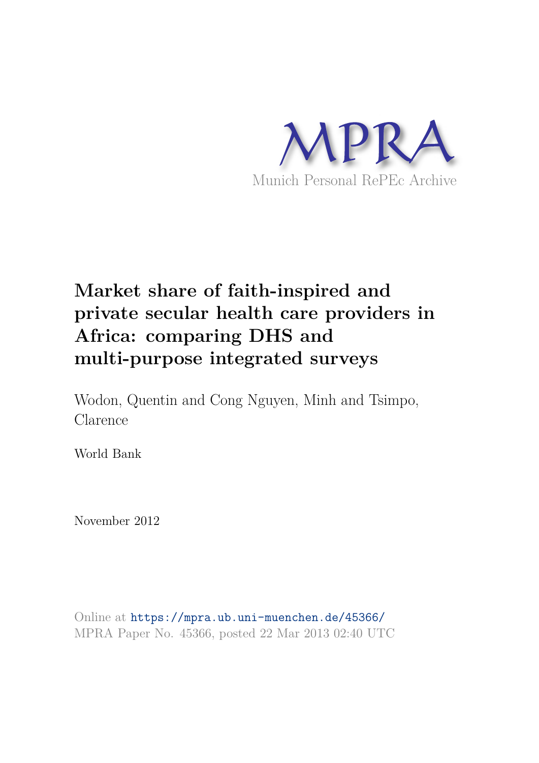MPRA

Munich Personal RePEc Archive

# Market share of faith-inspired and private secular health care providers in Africa: comparing DHS and multi-purpose integrated surveys

Wodon, Quentin and Cong Nguyen, Minh and Tsimpo, Clarence

World Bank

November 2012

Online at https://mpra.ub.uni-muenchen.de/45366/
MPRA Paper No. 45366, posted 22 Mar 2013 02:40 UTC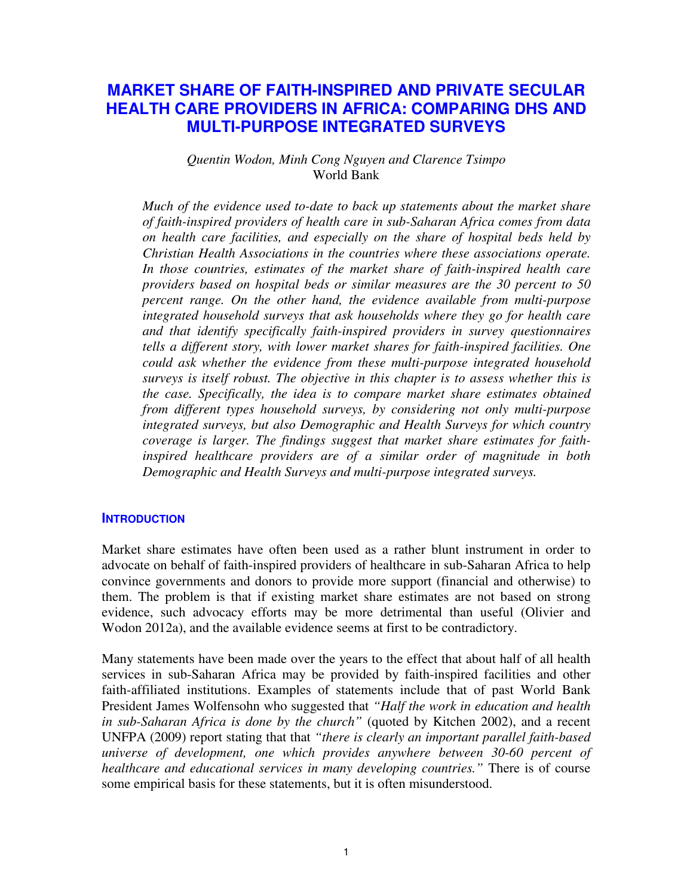# MARKET SHARE OF FAITH-INSPIRED AND PRIVATE SECULAR HEALTH CARE PROVIDERS IN AFRICA: COMPARING DHS AND MULTI-PURPOSE INTEGRATED SURVEYS

*Quentin Wodon, Minh Cong Nguyen and Clarence Tsimpo*
World Bank

*Much of the evidence used to-date to back up statements about the market share of faith-inspired providers of health care in sub-Saharan Africa comes from data on health care facilities, and especially on the share of hospital beds held by Christian Health Associations in the countries where these associations operate. In those countries, estimates of the market share of faith-inspired health care providers based on hospital beds or similar measures are the 30 percent to 50 percent range. On the other hand, the evidence available from multi-purpose integrated household surveys that ask households where they go for health care and that identify specifically faith-inspired providers in survey questionnaires tells a different story, with lower market shares for faith-inspired facilities. One could ask whether the evidence from these multi-purpose integrated household surveys is itself robust. The objective in this chapter is to assess whether this is the case. Specifically, the idea is to compare market share estimates obtained from different types household surveys, by considering not only multi-purpose integrated surveys, but also Demographic and Health Surveys for which country coverage is larger. The findings suggest that market share estimates for faith-inspired healthcare providers are of a similar order of magnitude in both Demographic and Health Surveys and multi-purpose integrated surveys.*

## INTRODUCTION

Market share estimates have often been used as a rather blunt instrument in order to advocate on behalf of faith-inspired providers of healthcare in sub-Saharan Africa to help convince governments and donors to provide more support (financial and otherwise) to them. The problem is that if existing market share estimates are not based on strong evidence, such advocacy efforts may be more detrimental than useful (Olivier and Wodon 2012a), and the available evidence seems at first to be contradictory.

Many statements have been made over the years to the effect that about half of all health services in sub-Saharan Africa may be provided by faith-inspired facilities and other faith-affiliated institutions. Examples of statements include that of past World Bank President James Wolfensohn who suggested that *"Half the work in education and health in sub-Saharan Africa is done by the church"* (quoted by Kitchen 2002), and a recent UNFPA (2009) report stating that that *"there is clearly an important parallel faith-based universe of development, one which provides anywhere between 30-60 percent of healthcare and educational services in many developing countries."* There is of course some empirical basis for these statements, but it is often misunderstood.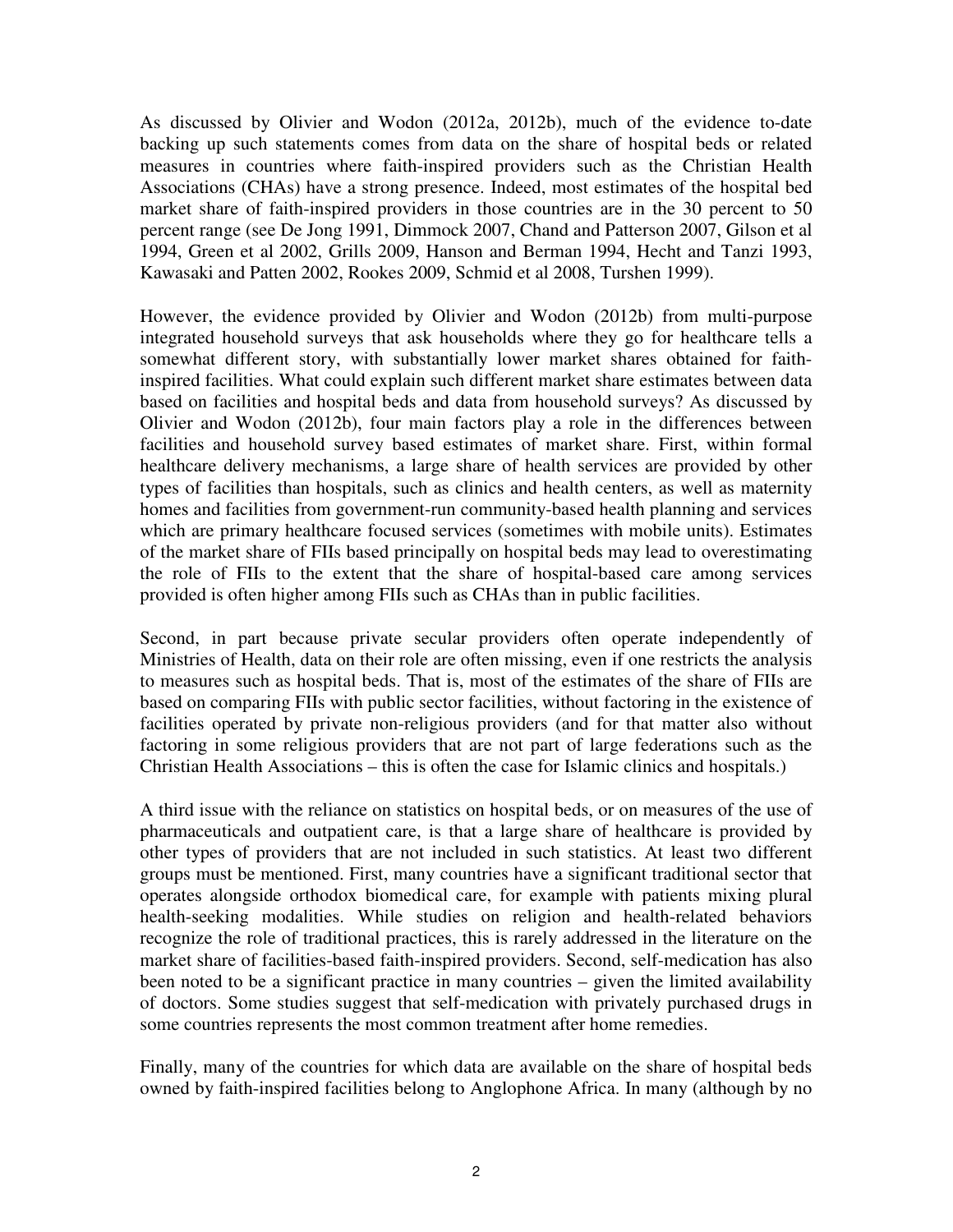As discussed by Olivier and Wodon (2012a, 2012b), much of the evidence to-date backing up such statements comes from data on the share of hospital beds or related measures in countries where faith-inspired providers such as the Christian Health Associations (CHAs) have a strong presence. Indeed, most estimates of the hospital bed market share of faith-inspired providers in those countries are in the 30 percent to 50 percent range (see De Jong 1991, Dimmock 2007, Chand and Patterson 2007, Gilson et al 1994, Green et al 2002, Grills 2009, Hanson and Berman 1994, Hecht and Tanzi 1993, Kawasaki and Patten 2002, Rookes 2009, Schmid et al 2008, Turshen 1999).

However, the evidence provided by Olivier and Wodon (2012b) from multi-purpose integrated household surveys that ask households where they go for healthcare tells a somewhat different story, with substantially lower market shares obtained for faith-inspired facilities. What could explain such different market share estimates between data based on facilities and hospital beds and data from household surveys? As discussed by Olivier and Wodon (2012b), four main factors play a role in the differences between facilities and household survey based estimates of market share. First, within formal healthcare delivery mechanisms, a large share of health services are provided by other types of facilities than hospitals, such as clinics and health centers, as well as maternity homes and facilities from government-run community-based health planning and services which are primary healthcare focused services (sometimes with mobile units). Estimates of the market share of FIIs based principally on hospital beds may lead to overestimating the role of FIIs to the extent that the share of hospital-based care among services provided is often higher among FIIs such as CHAs than in public facilities.

Second, in part because private secular providers often operate independently of Ministries of Health, data on their role are often missing, even if one restricts the analysis to measures such as hospital beds. That is, most of the estimates of the share of FIIs are based on comparing FIIs with public sector facilities, without factoring in the existence of facilities operated by private non-religious providers (and for that matter also without factoring in some religious providers that are not part of large federations such as the Christian Health Associations – this is often the case for Islamic clinics and hospitals.)

A third issue with the reliance on statistics on hospital beds, or on measures of the use of pharmaceuticals and outpatient care, is that a large share of healthcare is provided by other types of providers that are not included in such statistics. At least two different groups must be mentioned. First, many countries have a significant traditional sector that operates alongside orthodox biomedical care, for example with patients mixing plural health-seeking modalities. While studies on religion and health-related behaviors recognize the role of traditional practices, this is rarely addressed in the literature on the market share of facilities-based faith-inspired providers. Second, self-medication has also been noted to be a significant practice in many countries – given the limited availability of doctors. Some studies suggest that self-medication with privately purchased drugs in some countries represents the most common treatment after home remedies.

Finally, many of the countries for which data are available on the share of hospital beds owned by faith-inspired facilities belong to Anglophone Africa. In many (although by no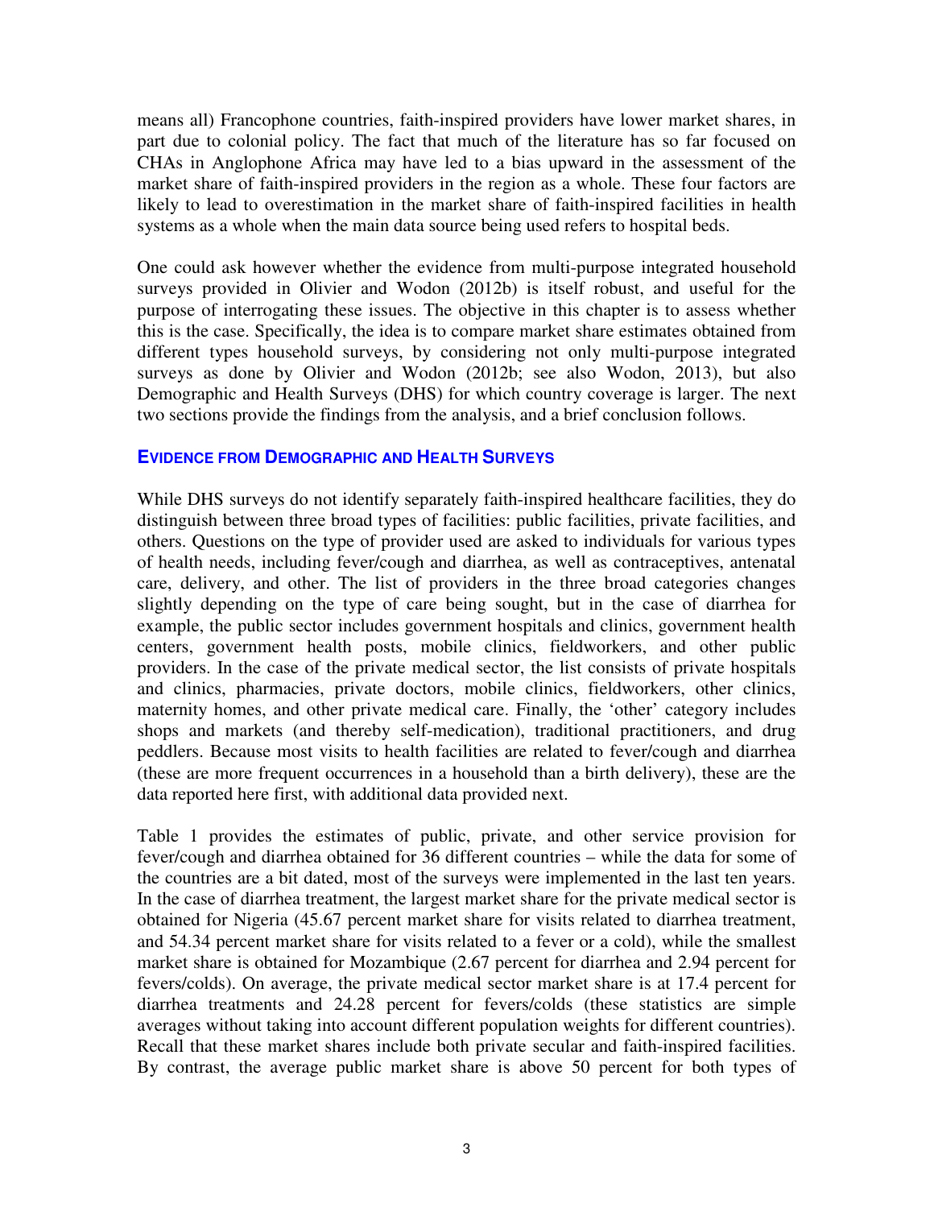means all) Francophone countries, faith-inspired providers have lower market shares, in part due to colonial policy. The fact that much of the literature has so far focused on CHAs in Anglophone Africa may have led to a bias upward in the assessment of the market share of faith-inspired providers in the region as a whole. These four factors are likely to lead to overestimation in the market share of faith-inspired facilities in health systems as a whole when the main data source being used refers to hospital beds.

One could ask however whether the evidence from multi-purpose integrated household surveys provided in Olivier and Wodon (2012b) is itself robust, and useful for the purpose of interrogating these issues. The objective in this chapter is to assess whether this is the case. Specifically, the idea is to compare market share estimates obtained from different types household surveys, by considering not only multi-purpose integrated surveys as done by Olivier and Wodon (2012b; see also Wodon, 2013), but also Demographic and Health Surveys (DHS) for which country coverage is larger. The next two sections provide the findings from the analysis, and a brief conclusion follows.

## EVIDENCE FROM DEMOGRAPHIC AND HEALTH SURVEYS

While DHS surveys do not identify separately faith-inspired healthcare facilities, they do distinguish between three broad types of facilities: public facilities, private facilities, and others. Questions on the type of provider used are asked to individuals for various types of health needs, including fever/cough and diarrhea, as well as contraceptives, antenatal care, delivery, and other. The list of providers in the three broad categories changes slightly depending on the type of care being sought, but in the case of diarrhea for example, the public sector includes government hospitals and clinics, government health centers, government health posts, mobile clinics, fieldworkers, and other public providers. In the case of the private medical sector, the list consists of private hospitals and clinics, pharmacies, private doctors, mobile clinics, fieldworkers, other clinics, maternity homes, and other private medical care. Finally, the 'other' category includes shops and markets (and thereby self-medication), traditional practitioners, and drug peddlers. Because most visits to health facilities are related to fever/cough and diarrhea (these are more frequent occurrences in a household than a birth delivery), these are the data reported here first, with additional data provided next.

Table 1 provides the estimates of public, private, and other service provision for fever/cough and diarrhea obtained for 36 different countries – while the data for some of the countries are a bit dated, most of the surveys were implemented in the last ten years. In the case of diarrhea treatment, the largest market share for the private medical sector is obtained for Nigeria (45.67 percent market share for visits related to diarrhea treatment, and 54.34 percent market share for visits related to a fever or a cold), while the smallest market share is obtained for Mozambique (2.67 percent for diarrhea and 2.94 percent for fevers/colds). On average, the private medical sector market share is at 17.4 percent for diarrhea treatments and 24.28 percent for fevers/colds (these statistics are simple averages without taking into account different population weights for different countries). Recall that these market shares include both private secular and faith-inspired facilities. By contrast, the average public market share is above 50 percent for both types of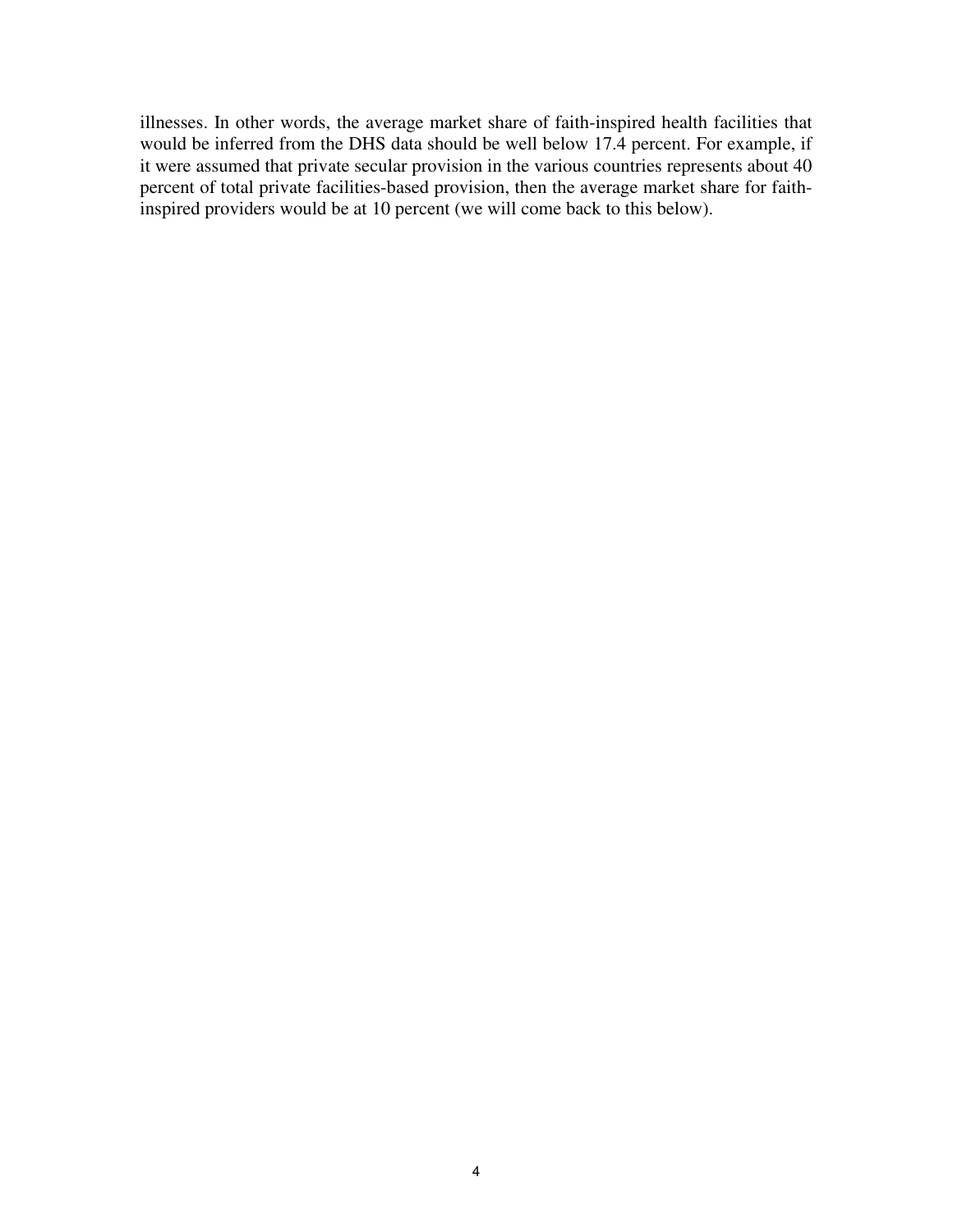illnesses. In other words, the average market share of faith-inspired health facilities that would be inferred from the DHS data should be well below 17.4 percent. For example, if it were assumed that private secular provision in the various countries represents about 40 percent of total private facilities-based provision, then the average market share for faith-inspired providers would be at 10 percent (we will come back to this below).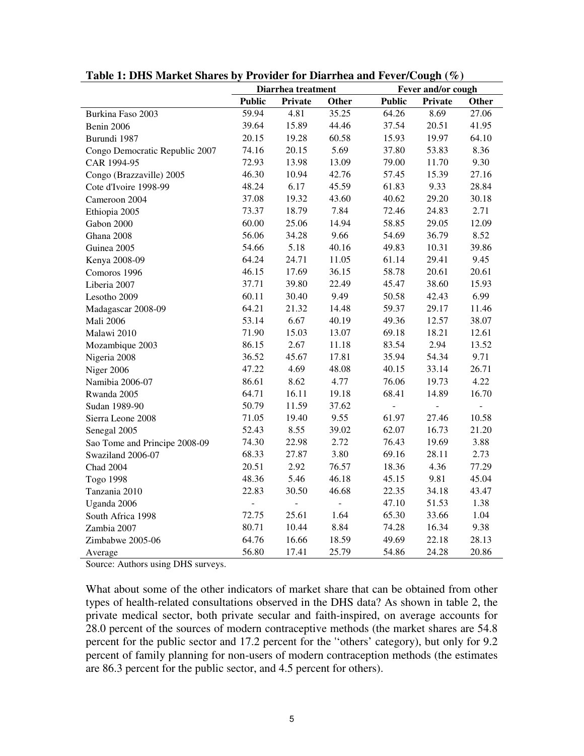**Table 1: DHS Market Shares by Provider for Diarrhea and Fever/Cough (%)**

| | Diarrhea treatment | | | Fever and/or cough | | |
|---|---|---|---|---|---|---|
| | **Public** | **Private** | **Other** | **Public** | **Private** | **Other** |
| Burkina Faso 2003 | 59.94 | 4.81 | 35.25 | 64.26 | 8.69 | 27.06 |
| Benin 2006 | 39.64 | 15.89 | 44.46 | 37.54 | 20.51 | 41.95 |
| Burundi 1987 | 20.15 | 19.28 | 60.58 | 15.93 | 19.97 | 64.10 |
| Congo Democratic Republic 2007 | 74.16 | 20.15 | 5.69 | 37.80 | 53.83 | 8.36 |
| CAR 1994-95 | 72.93 | 13.98 | 13.09 | 79.00 | 11.70 | 9.30 |
| Congo (Brazzaville) 2005 | 46.30 | 10.94 | 42.76 | 57.45 | 15.39 | 27.16 |
| Cote d'Ivoire 1998-99 | 48.24 | 6.17 | 45.59 | 61.83 | 9.33 | 28.84 |
| Cameroon 2004 | 37.08 | 19.32 | 43.60 | 40.62 | 29.20 | 30.18 |
| Ethiopia 2005 | 73.37 | 18.79 | 7.84 | 72.46 | 24.83 | 2.71 |
| Gabon 2000 | 60.00 | 25.06 | 14.94 | 58.85 | 29.05 | 12.09 |
| Ghana 2008 | 56.06 | 34.28 | 9.66 | 54.69 | 36.79 | 8.52 |
| Guinea 2005 | 54.66 | 5.18 | 40.16 | 49.83 | 10.31 | 39.86 |
| Kenya 2008-09 | 64.24 | 24.71 | 11.05 | 61.14 | 29.41 | 9.45 |
| Comoros 1996 | 46.15 | 17.69 | 36.15 | 58.78 | 20.61 | 20.61 |
| Liberia 2007 | 37.71 | 39.80 | 22.49 | 45.47 | 38.60 | 15.93 |
| Lesotho 2009 | 60.11 | 30.40 | 9.49 | 50.58 | 42.43 | 6.99 |
| Madagascar 2008-09 | 64.21 | 21.32 | 14.48 | 59.37 | 29.17 | 11.46 |
| Mali 2006 | 53.14 | 6.67 | 40.19 | 49.36 | 12.57 | 38.07 |
| Malawi 2010 | 71.90 | 15.03 | 13.07 | 69.18 | 18.21 | 12.61 |
| Mozambique 2003 | 86.15 | 2.67 | 11.18 | 83.54 | 2.94 | 13.52 |
| Nigeria 2008 | 36.52 | 45.67 | 17.81 | 35.94 | 54.34 | 9.71 |
| Niger 2006 | 47.22 | 4.69 | 48.08 | 40.15 | 33.14 | 26.71 |
| Namibia 2006-07 | 86.61 | 8.62 | 4.77 | 76.06 | 19.73 | 4.22 |
| Rwanda 2005 | 64.71 | 16.11 | 19.18 | 68.41 | 14.89 | 16.70 |
| Sudan 1989-90 | 50.79 | 11.59 | 37.62 | - | - | - |
| Sierra Leone 2008 | 71.05 | 19.40 | 9.55 | 61.97 | 27.46 | 10.58 |
| Senegal 2005 | 52.43 | 8.55 | 39.02 | 62.07 | 16.73 | 21.20 |
| Sao Tome and Principe 2008-09 | 74.30 | 22.98 | 2.72 | 76.43 | 19.69 | 3.88 |
| Swaziland 2006-07 | 68.33 | 27.87 | 3.80 | 69.16 | 28.11 | 2.73 |
| Chad 2004 | 20.51 | 2.92 | 76.57 | 18.36 | 4.36 | 77.29 |
| Togo 1998 | 48.36 | 5.46 | 46.18 | 45.15 | 9.81 | 45.04 |
| Tanzania 2010 | 22.83 | 30.50 | 46.68 | 22.35 | 34.18 | 43.47 |
| Uganda 2006 | - | - | - | 47.10 | 51.53 | 1.38 |
| South Africa 1998 | 72.75 | 25.61 | 1.64 | 65.30 | 33.66 | 1.04 |
| Zambia 2007 | 80.71 | 10.44 | 8.84 | 74.28 | 16.34 | 9.38 |
| Zimbabwe 2005-06 | 64.76 | 16.66 | 18.59 | 49.69 | 22.18 | 28.13 |
| Average | 56.80 | 17.41 | 25.79 | 54.86 | 24.28 | 20.86 |

Source: Authors using DHS surveys.

What about some of the other indicators of market share that can be obtained from other types of health-related consultations observed in the DHS data? As shown in table 2, the private medical sector, both private secular and faith-inspired, on average accounts for 28.0 percent of the sources of modern contraceptive methods (the market shares are 54.8 percent for the public sector and 17.2 percent for the ''others' category), but only for 9.2 percent of family planning for non-users of modern contraception methods (the estimates are 86.3 percent for the public sector, and 4.5 percent for others).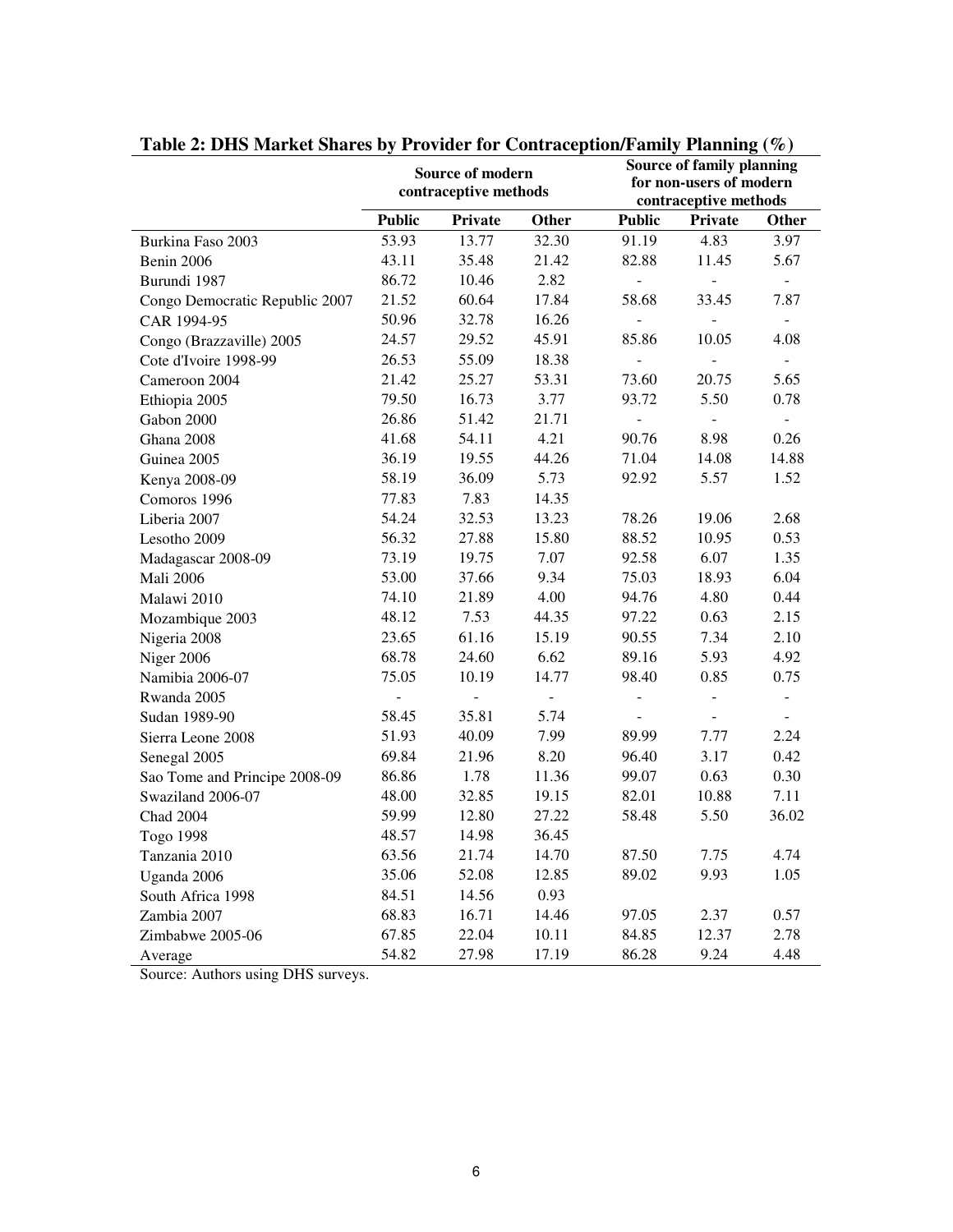**Table 2: DHS Market Shares by Provider for Contraception/Family Planning (%)**

| | Source of modern contraceptive methods | | | Source of family planning for non-users of modern contraceptive methods | | |
|---|---|---|---|---|---|---|
| | **Public** | **Private** | **Other** | **Public** | **Private** | **Other** |
| Burkina Faso 2003 | 53.93 | 13.77 | 32.30 | 91.19 | 4.83 | 3.97 |
| Benin 2006 | 43.11 | 35.48 | 21.42 | 82.88 | 11.45 | 5.67 |
| Burundi 1987 | 86.72 | 10.46 | 2.82 | - | - | - |
| Congo Democratic Republic 2007 | 21.52 | 60.64 | 17.84 | 58.68 | 33.45 | 7.87 |
| CAR 1994-95 | 50.96 | 32.78 | 16.26 | - | - | - |
| Congo (Brazzaville) 2005 | 24.57 | 29.52 | 45.91 | 85.86 | 10.05 | 4.08 |
| Cote d'Ivoire 1998-99 | 26.53 | 55.09 | 18.38 | - | - | - |
| Cameroon 2004 | 21.42 | 25.27 | 53.31 | 73.60 | 20.75 | 5.65 |
| Ethiopia 2005 | 79.50 | 16.73 | 3.77 | 93.72 | 5.50 | 0.78 |
| Gabon 2000 | 26.86 | 51.42 | 21.71 | - | - | - |
| Ghana 2008 | 41.68 | 54.11 | 4.21 | 90.76 | 8.98 | 0.26 |
| Guinea 2005 | 36.19 | 19.55 | 44.26 | 71.04 | 14.08 | 14.88 |
| Kenya 2008-09 | 58.19 | 36.09 | 5.73 | 92.92 | 5.57 | 1.52 |
| Comoros 1996 | 77.83 | 7.83 | 14.35 | | | |
| Liberia 2007 | 54.24 | 32.53 | 13.23 | 78.26 | 19.06 | 2.68 |
| Lesotho 2009 | 56.32 | 27.88 | 15.80 | 88.52 | 10.95 | 0.53 |
| Madagascar 2008-09 | 73.19 | 19.75 | 7.07 | 92.58 | 6.07 | 1.35 |
| Mali 2006 | 53.00 | 37.66 | 9.34 | 75.03 | 18.93 | 6.04 |
| Malawi 2010 | 74.10 | 21.89 | 4.00 | 94.76 | 4.80 | 0.44 |
| Mozambique 2003 | 48.12 | 7.53 | 44.35 | 97.22 | 0.63 | 2.15 |
| Nigeria 2008 | 23.65 | 61.16 | 15.19 | 90.55 | 7.34 | 2.10 |
| Niger 2006 | 68.78 | 24.60 | 6.62 | 89.16 | 5.93 | 4.92 |
| Namibia 2006-07 | 75.05 | 10.19 | 14.77 | 98.40 | 0.85 | 0.75 |
| Rwanda 2005 | - | - | - | - | - | - |
| Sudan 1989-90 | 58.45 | 35.81 | 5.74 | - | - | - |
| Sierra Leone 2008 | 51.93 | 40.09 | 7.99 | 89.99 | 7.77 | 2.24 |
| Senegal 2005 | 69.84 | 21.96 | 8.20 | 96.40 | 3.17 | 0.42 |
| Sao Tome and Principe 2008-09 | 86.86 | 1.78 | 11.36 | 99.07 | 0.63 | 0.30 |
| Swaziland 2006-07 | 48.00 | 32.85 | 19.15 | 82.01 | 10.88 | 7.11 |
| Chad 2004 | 59.99 | 12.80 | 27.22 | 58.48 | 5.50 | 36.02 |
| Togo 1998 | 48.57 | 14.98 | 36.45 | | | |
| Tanzania 2010 | 63.56 | 21.74 | 14.70 | 87.50 | 7.75 | 4.74 |
| Uganda 2006 | 35.06 | 52.08 | 12.85 | 89.02 | 9.93 | 1.05 |
| South Africa 1998 | 84.51 | 14.56 | 0.93 | | | |
| Zambia 2007 | 68.83 | 16.71 | 14.46 | 97.05 | 2.37 | 0.57 |
| Zimbabwe 2005-06 | 67.85 | 22.04 | 10.11 | 84.85 | 12.37 | 2.78 |
| Average | 54.82 | 27.98 | 17.19 | 86.28 | 9.24 | 4.48 |

Source: Authors using DHS surveys.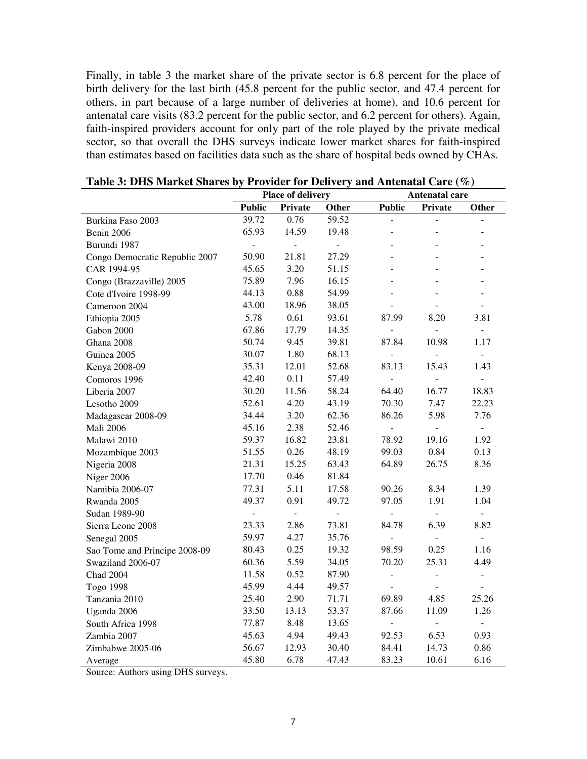Finally, in table 3 the market share of the private sector is 6.8 percent for the place of birth delivery for the last birth (45.8 percent for the public sector, and 47.4 percent for others, in part because of a large number of deliveries at home), and 10.6 percent for antenatal care visits (83.2 percent for the public sector, and 6.2 percent for others). Again, faith-inspired providers account for only part of the role played by the private medical sector, so that overall the DHS surveys indicate lower market shares for faith-inspired than estimates based on facilities data such as the share of hospital beds owned by CHAs.

**Table 3: DHS Market Shares by Provider for Delivery and Antenatal Care (%)**

| | Place of delivery | | | Antenatal care | | |
|---|---|---|---|---|---|---|
| | **Public** | **Private** | **Other** | **Public** | **Private** | **Other** |
| Burkina Faso 2003 | 39.72 | 0.76 | 59.52 | - | - | - |
| Benin 2006 | 65.93 | 14.59 | 19.48 | - | - | - |
| Burundi 1987 | - | - | - | - | - | - |
| Congo Democratic Republic 2007 | 50.90 | 21.81 | 27.29 | - | - | - |
| CAR 1994-95 | 45.65 | 3.20 | 51.15 | - | - | - |
| Congo (Brazzaville) 2005 | 75.89 | 7.96 | 16.15 | - | - | - |
| Cote d'Ivoire 1998-99 | 44.13 | 0.88 | 54.99 | - | - | - |
| Cameroon 2004 | 43.00 | 18.96 | 38.05 | - | - | - |
| Ethiopia 2005 | 5.78 | 0.61 | 93.61 | 87.99 | 8.20 | 3.81 |
| Gabon 2000 | 67.86 | 17.79 | 14.35 | - | - | - |
| Ghana 2008 | 50.74 | 9.45 | 39.81 | 87.84 | 10.98 | 1.17 |
| Guinea 2005 | 30.07 | 1.80 | 68.13 | - | - | - |
| Kenya 2008-09 | 35.31 | 12.01 | 52.68 | 83.13 | 15.43 | 1.43 |
| Comoros 1996 | 42.40 | 0.11 | 57.49 | - | - | - |
| Liberia 2007 | 30.20 | 11.56 | 58.24 | 64.40 | 16.77 | 18.83 |
| Lesotho 2009 | 52.61 | 4.20 | 43.19 | 70.30 | 7.47 | 22.23 |
| Madagascar 2008-09 | 34.44 | 3.20 | 62.36 | 86.26 | 5.98 | 7.76 |
| Mali 2006 | 45.16 | 2.38 | 52.46 | - | - | - |
| Malawi 2010 | 59.37 | 16.82 | 23.81 | 78.92 | 19.16 | 1.92 |
| Mozambique 2003 | 51.55 | 0.26 | 48.19 | 99.03 | 0.84 | 0.13 |
| Nigeria 2008 | 21.31 | 15.25 | 63.43 | 64.89 | 26.75 | 8.36 |
| Niger 2006 | 17.70 | 0.46 | 81.84 | | | |
| Namibia 2006-07 | 77.31 | 5.11 | 17.58 | 90.26 | 8.34 | 1.39 |
| Rwanda 2005 | 49.37 | 0.91 | 49.72 | 97.05 | 1.91 | 1.04 |
| Sudan 1989-90 | - | - | - | - | - | - |
| Sierra Leone 2008 | 23.33 | 2.86 | 73.81 | 84.78 | 6.39 | 8.82 |
| Senegal 2005 | 59.97 | 4.27 | 35.76 | - | - | - |
| Sao Tome and Principe 2008-09 | 80.43 | 0.25 | 19.32 | 98.59 | 0.25 | 1.16 |
| Swaziland 2006-07 | 60.36 | 5.59 | 34.05 | 70.20 | 25.31 | 4.49 |
| Chad 2004 | 11.58 | 0.52 | 87.90 | - | - | - |
| Togo 1998 | 45.99 | 4.44 | 49.57 | - | - | - |
| Tanzania 2010 | 25.40 | 2.90 | 71.71 | 69.89 | 4.85 | 25.26 |
| Uganda 2006 | 33.50 | 13.13 | 53.37 | 87.66 | 11.09 | 1.26 |
| South Africa 1998 | 77.87 | 8.48 | 13.65 | - | - | - |
| Zambia 2007 | 45.63 | 4.94 | 49.43 | 92.53 | 6.53 | 0.93 |
| Zimbabwe 2005-06 | 56.67 | 12.93 | 30.40 | 84.41 | 14.73 | 0.86 |
| Average | 45.80 | 6.78 | 47.43 | 83.23 | 10.61 | 6.16 |

Source: Authors using DHS surveys.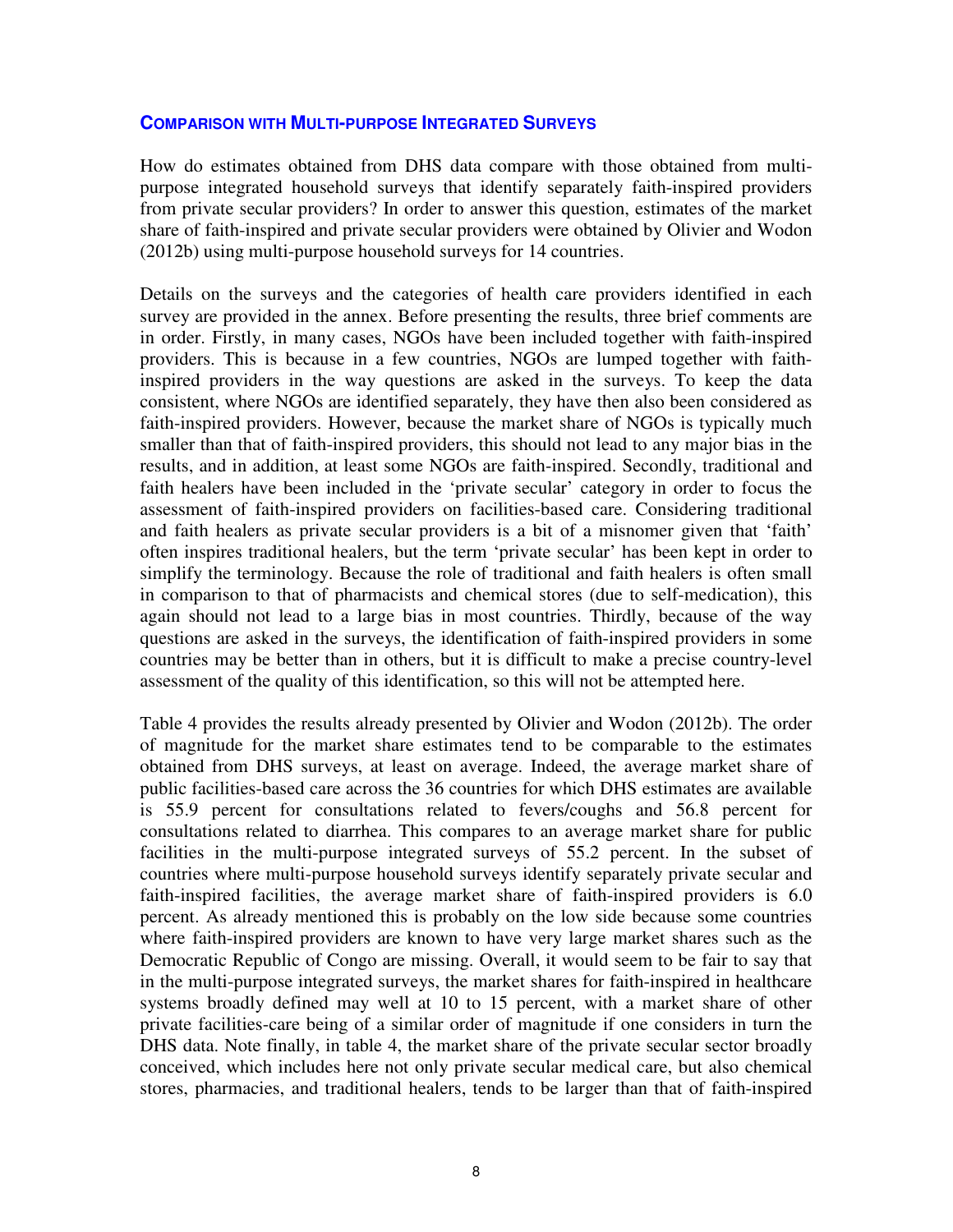### COMPARISON WITH MULTI-PURPOSE INTEGRATED SURVEYS

How do estimates obtained from DHS data compare with those obtained from multi-purpose integrated household surveys that identify separately faith-inspired providers from private secular providers? In order to answer this question, estimates of the market share of faith-inspired and private secular providers were obtained by Olivier and Wodon (2012b) using multi-purpose household surveys for 14 countries.

Details on the surveys and the categories of health care providers identified in each survey are provided in the annex. Before presenting the results, three brief comments are in order. Firstly, in many cases, NGOs have been included together with faith-inspired providers. This is because in a few countries, NGOs are lumped together with faith-inspired providers in the way questions are asked in the surveys. To keep the data consistent, where NGOs are identified separately, they have then also been considered as faith-inspired providers. However, because the market share of NGOs is typically much smaller than that of faith-inspired providers, this should not lead to any major bias in the results, and in addition, at least some NGOs are faith-inspired. Secondly, traditional and faith healers have been included in the 'private secular' category in order to focus the assessment of faith-inspired providers on facilities-based care. Considering traditional and faith healers as private secular providers is a bit of a misnomer given that 'faith' often inspires traditional healers, but the term 'private secular' has been kept in order to simplify the terminology. Because the role of traditional and faith healers is often small in comparison to that of pharmacists and chemical stores (due to self-medication), this again should not lead to a large bias in most countries. Thirdly, because of the way questions are asked in the surveys, the identification of faith-inspired providers in some countries may be better than in others, but it is difficult to make a precise country-level assessment of the quality of this identification, so this will not be attempted here.

Table 4 provides the results already presented by Olivier and Wodon (2012b). The order of magnitude for the market share estimates tend to be comparable to the estimates obtained from DHS surveys, at least on average. Indeed, the average market share of public facilities-based care across the 36 countries for which DHS estimates are available is 55.9 percent for consultations related to fevers/coughs and 56.8 percent for consultations related to diarrhea. This compares to an average market share for public facilities in the multi-purpose integrated surveys of 55.2 percent. In the subset of countries where multi-purpose household surveys identify separately private secular and faith-inspired facilities, the average market share of faith-inspired providers is 6.0 percent. As already mentioned this is probably on the low side because some countries where faith-inspired providers are known to have very large market shares such as the Democratic Republic of Congo are missing. Overall, it would seem to be fair to say that in the multi-purpose integrated surveys, the market shares for faith-inspired in healthcare systems broadly defined may well at 10 to 15 percent, with a market share of other private facilities-care being of a similar order of magnitude if one considers in turn the DHS data. Note finally, in table 4, the market share of the private secular sector broadly conceived, which includes here not only private secular medical care, but also chemical stores, pharmacies, and traditional healers, tends to be larger than that of faith-inspired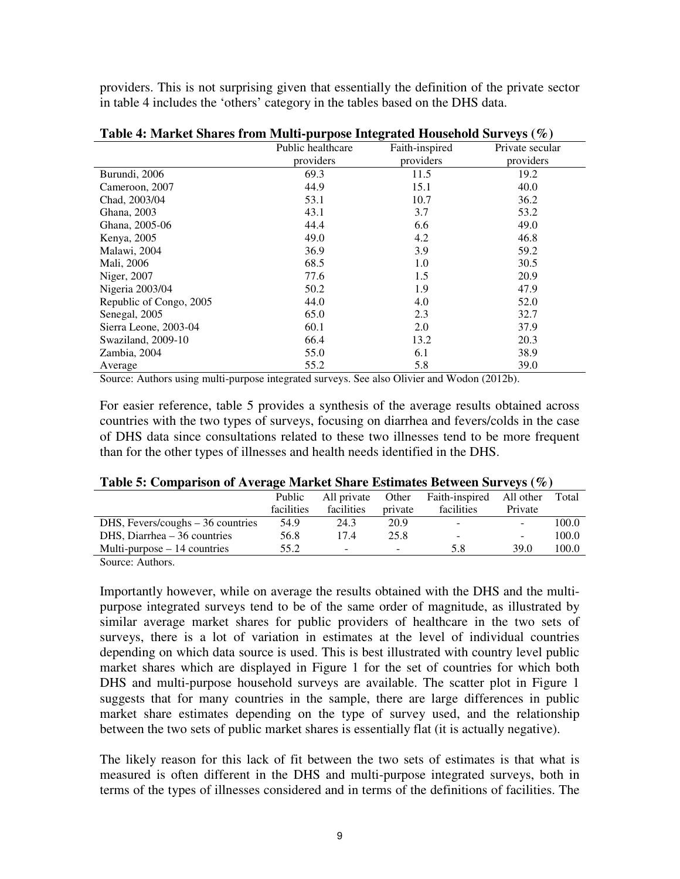providers. This is not surprising given that essentially the definition of the private sector in table 4 includes the 'others' category in the tables based on the DHS data.

**Table 4: Market Shares from Multi-purpose Integrated Household Surveys (%)**

| | Public healthcare providers | Faith-inspired providers | Private secular providers |
|---|---|---|---|
| Burundi, 2006 | 69.3 | 11.5 | 19.2 |
| Cameroon, 2007 | 44.9 | 15.1 | 40.0 |
| Chad, 2003/04 | 53.1 | 10.7 | 36.2 |
| Ghana, 2003 | 43.1 | 3.7 | 53.2 |
| Ghana, 2005-06 | 44.4 | 6.6 | 49.0 |
| Kenya, 2005 | 49.0 | 4.2 | 46.8 |
| Malawi, 2004 | 36.9 | 3.9 | 59.2 |
| Mali, 2006 | 68.5 | 1.0 | 30.5 |
| Niger, 2007 | 77.6 | 1.5 | 20.9 |
| Nigeria 2003/04 | 50.2 | 1.9 | 47.9 |
| Republic of Congo, 2005 | 44.0 | 4.0 | 52.0 |
| Senegal, 2005 | 65.0 | 2.3 | 32.7 |
| Sierra Leone, 2003-04 | 60.1 | 2.0 | 37.9 |
| Swaziland, 2009-10 | 66.4 | 13.2 | 20.3 |
| Zambia, 2004 | 55.0 | 6.1 | 38.9 |
| Average | 55.2 | 5.8 | 39.0 |

Source: Authors using multi-purpose integrated surveys. See also Olivier and Wodon (2012b).

For easier reference, table 5 provides a synthesis of the average results obtained across countries with the two types of surveys, focusing on diarrhea and fevers/colds in the case of DHS data since consultations related to these two illnesses tend to be more frequent than for the other types of illnesses and health needs identified in the DHS.

**Table 5: Comparison of Average Market Share Estimates Between Surveys (%)**

| | Public facilities | All private facilities | Other private | Faith-inspired facilities | All other Private | Total |
|---|---|---|---|---|---|---|
| DHS, Fevers/coughs – 36 countries | 54.9 | 24.3 | 20.9 | - | - | 100.0 |
| DHS, Diarrhea – 36 countries | 56.8 | 17.4 | 25.8 | - | - | 100.0 |
| Multi-purpose – 14 countries | 55.2 | - | - | 5.8 | 39.0 | 100.0 |

Source: Authors.

Importantly however, while on average the results obtained with the DHS and the multi-purpose integrated surveys tend to be of the same order of magnitude, as illustrated by similar average market shares for public providers of healthcare in the two sets of surveys, there is a lot of variation in estimates at the level of individual countries depending on which data source is used. This is best illustrated with country level public market shares which are displayed in Figure 1 for the set of countries for which both DHS and multi-purpose household surveys are available. The scatter plot in Figure 1 suggests that for many countries in the sample, there are large differences in public market share estimates depending on the type of survey used, and the relationship between the two sets of public market shares is essentially flat (it is actually negative).

The likely reason for this lack of fit between the two sets of estimates is that what is measured is often different in the DHS and multi-purpose integrated surveys, both in terms of the types of illnesses considered and in terms of the definitions of facilities. The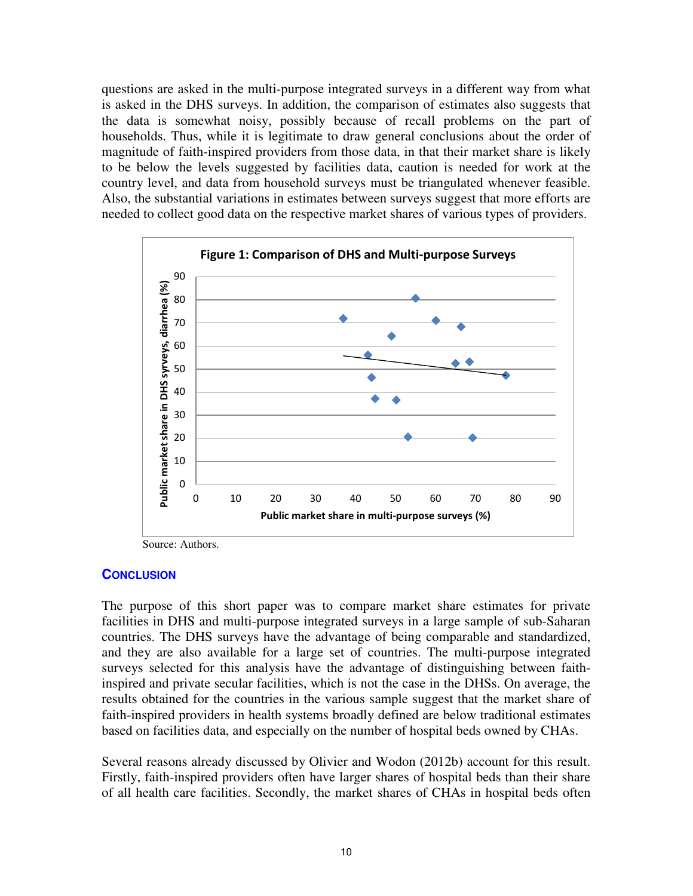questions are asked in the multi-purpose integrated surveys in a different way from what is asked in the DHS surveys. In addition, the comparison of estimates also suggests that the data is somewhat noisy, possibly because of recall problems on the part of households. Thus, while it is legitimate to draw general conclusions about the order of magnitude of faith-inspired providers from those data, in that their market share is likely to be below the levels suggested by facilities data, caution is needed for work at the country level, and data from household surveys must be triangulated whenever feasible. Also, the substantial variations in estimates between surveys suggest that more efforts are needed to collect good data on the respective market shares of various types of providers.

**Figure 1: Comparison of DHS and Multi-purpose Surveys**

Source: Authors.

## Conclusion

The purpose of this short paper was to compare market share estimates for private facilities in DHS and multi-purpose integrated surveys in a large sample of sub-Saharan countries. The DHS surveys have the advantage of being comparable and standardized, and they are also available for a large set of countries. The multi-purpose integrated surveys selected for this analysis have the advantage of distinguishing between faith-inspired and private secular facilities, which is not the case in the DHSs. On average, the results obtained for the countries in the various sample suggest that the market share of faith-inspired providers in health systems broadly defined are below traditional estimates based on facilities data, and especially on the number of hospital beds owned by CHAs.

Several reasons already discussed by Olivier and Wodon (2012b) account for this result. Firstly, faith-inspired providers often have larger shares of hospital beds than their share of all health care facilities. Secondly, the market shares of CHAs in hospital beds often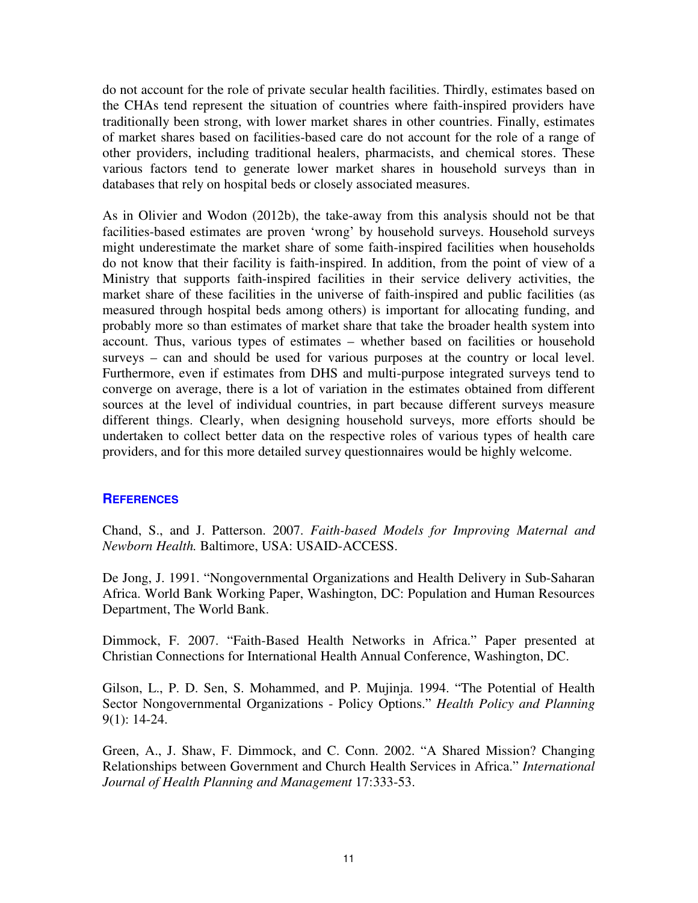do not account for the role of private secular health facilities. Thirdly, estimates based on the CHAs tend represent the situation of countries where faith-inspired providers have traditionally been strong, with lower market shares in other countries. Finally, estimates of market shares based on facilities-based care do not account for the role of a range of other providers, including traditional healers, pharmacists, and chemical stores. These various factors tend to generate lower market shares in household surveys than in databases that rely on hospital beds or closely associated measures.

As in Olivier and Wodon (2012b), the take-away from this analysis should not be that facilities-based estimates are proven 'wrong' by household surveys. Household surveys might underestimate the market share of some faith-inspired facilities when households do not know that their facility is faith-inspired. In addition, from the point of view of a Ministry that supports faith-inspired facilities in their service delivery activities, the market share of these facilities in the universe of faith-inspired and public facilities (as measured through hospital beds among others) is important for allocating funding, and probably more so than estimates of market share that take the broader health system into account. Thus, various types of estimates – whether based on facilities or household surveys – can and should be used for various purposes at the country or local level. Furthermore, even if estimates from DHS and multi-purpose integrated surveys tend to converge on average, there is a lot of variation in the estimates obtained from different sources at the level of individual countries, in part because different surveys measure different things. Clearly, when designing household surveys, more efforts should be undertaken to collect better data on the respective roles of various types of health care providers, and for this more detailed survey questionnaires would be highly welcome.

## REFERENCES

Chand, S., and J. Patterson. 2007. *Faith-based Models for Improving Maternal and Newborn Health.* Baltimore, USA: USAID-ACCESS.

De Jong, J. 1991. "Nongovernmental Organizations and Health Delivery in Sub-Saharan Africa. World Bank Working Paper, Washington, DC: Population and Human Resources Department, The World Bank.

Dimmock, F. 2007. "Faith-Based Health Networks in Africa." Paper presented at Christian Connections for International Health Annual Conference, Washington, DC.

Gilson, L., P. D. Sen, S. Mohammed, and P. Mujinja. 1994. "The Potential of Health Sector Nongovernmental Organizations - Policy Options." *Health Policy and Planning* 9(1): 14-24.

Green, A., J. Shaw, F. Dimmock, and C. Conn. 2002. "A Shared Mission? Changing Relationships between Government and Church Health Services in Africa." *International Journal of Health Planning and Management* 17:333-53.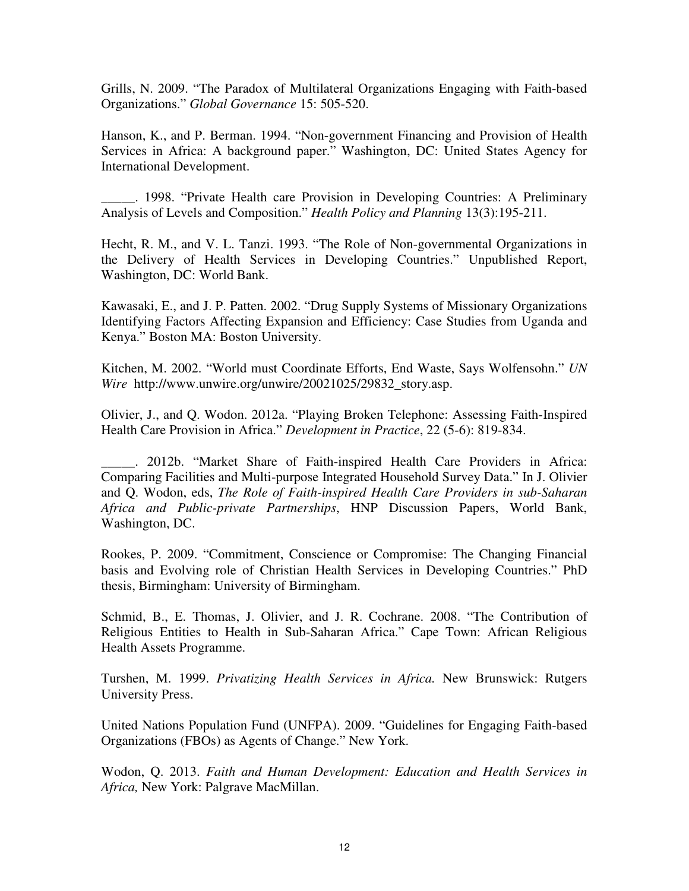Grills, N. 2009. "The Paradox of Multilateral Organizations Engaging with Faith-based Organizations." *Global Governance* 15: 505-520.

Hanson, K., and P. Berman. 1994. "Non-government Financing and Provision of Health Services in Africa: A background paper." Washington, DC: United States Agency for International Development.

_____. 1998. "Private Health care Provision in Developing Countries: A Preliminary Analysis of Levels and Composition." *Health Policy and Planning* 13(3):195-211.

Hecht, R. M., and V. L. Tanzi. 1993. "The Role of Non-governmental Organizations in the Delivery of Health Services in Developing Countries." Unpublished Report, Washington, DC: World Bank.

Kawasaki, E., and J. P. Patten. 2002. "Drug Supply Systems of Missionary Organizations Identifying Factors Affecting Expansion and Efficiency: Case Studies from Uganda and Kenya." Boston MA: Boston University.

Kitchen, M. 2002. "World must Coordinate Efforts, End Waste, Says Wolfensohn." *UN Wire* http://www.unwire.org/unwire/20021025/29832_story.asp.

Olivier, J., and Q. Wodon. 2012a. "Playing Broken Telephone: Assessing Faith-Inspired Health Care Provision in Africa." *Development in Practice*, 22 (5-6): 819-834.

_____. 2012b. "Market Share of Faith-inspired Health Care Providers in Africa: Comparing Facilities and Multi-purpose Integrated Household Survey Data." In J. Olivier and Q. Wodon, eds, *The Role of Faith-inspired Health Care Providers in sub-Saharan Africa and Public-private Partnerships*, HNP Discussion Papers, World Bank, Washington, DC.

Rookes, P. 2009. "Commitment, Conscience or Compromise: The Changing Financial basis and Evolving role of Christian Health Services in Developing Countries." PhD thesis, Birmingham: University of Birmingham.

Schmid, B., E. Thomas, J. Olivier, and J. R. Cochrane. 2008. "The Contribution of Religious Entities to Health in Sub-Saharan Africa." Cape Town: African Religious Health Assets Programme.

Turshen, M. 1999. *Privatizing Health Services in Africa.* New Brunswick: Rutgers University Press.

United Nations Population Fund (UNFPA). 2009. "Guidelines for Engaging Faith-based Organizations (FBOs) as Agents of Change." New York.

Wodon, Q. 2013. *Faith and Human Development: Education and Health Services in Africa,* New York: Palgrave MacMillan.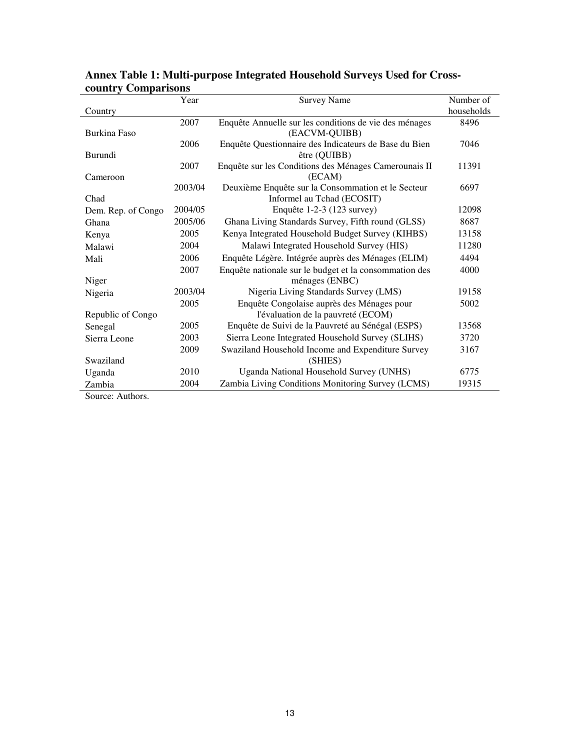**Annex Table 1: Multi-purpose Integrated Household Surveys Used for Cross-country Comparisons**

| Country | Year | Survey Name | Number of households |
|---|---|---|---|
| Burkina Faso | 2007 | Enquête Annuelle sur les conditions de vie des ménages (EACVM-QUIBB) | 8496 |
| Burundi | 2006 | Enquête Questionnaire des Indicateurs de Base du Bien être (QUIBB) | 7046 |
| Cameroon | 2007 | Enquête sur les Conditions des Ménages Camerounais II (ECAM) | 11391 |
| Chad | 2003/04 | Deuxième Enquête sur la Consommation et le Secteur Informel au Tchad (ECOSIT) | 6697 |
| Dem. Rep. of Congo | 2004/05 | Enquête 1-2-3 (123 survey) | 12098 |
| Ghana | 2005/06 | Ghana Living Standards Survey, Fifth round (GLSS) | 8687 |
| Kenya | 2005 | Kenya Integrated Household Budget Survey (KIHBS) | 13158 |
| Malawi | 2004 | Malawi Integrated Household Survey (HIS) | 11280 |
| Mali | 2006 | Enquête Légère. Intégrée auprès des Ménages (ELIM) | 4494 |
| Niger | 2007 | Enquête nationale sur le budget et la consommation des ménages (ENBC) | 4000 |
| Nigeria | 2003/04 | Nigeria Living Standards Survey (LMS) | 19158 |
| Republic of Congo | 2005 | Enquête Congolaise auprès des Ménages pour l'évaluation de la pauvreté (ECOM) | 5002 |
| Senegal | 2005 | Enquête de Suivi de la Pauvreté au Sénégal (ESPS) | 13568 |
| Sierra Leone | 2003 | Sierra Leone Integrated Household Survey (SLIHS) | 3720 |
| Swaziland | 2009 | Swaziland Household Income and Expenditure Survey (SHIES) | 3167 |
| Uganda | 2010 | Uganda National Household Survey (UNHS) | 6775 |
| Zambia | 2004 | Zambia Living Conditions Monitoring Survey (LCMS) | 19315 |

Source: Authors.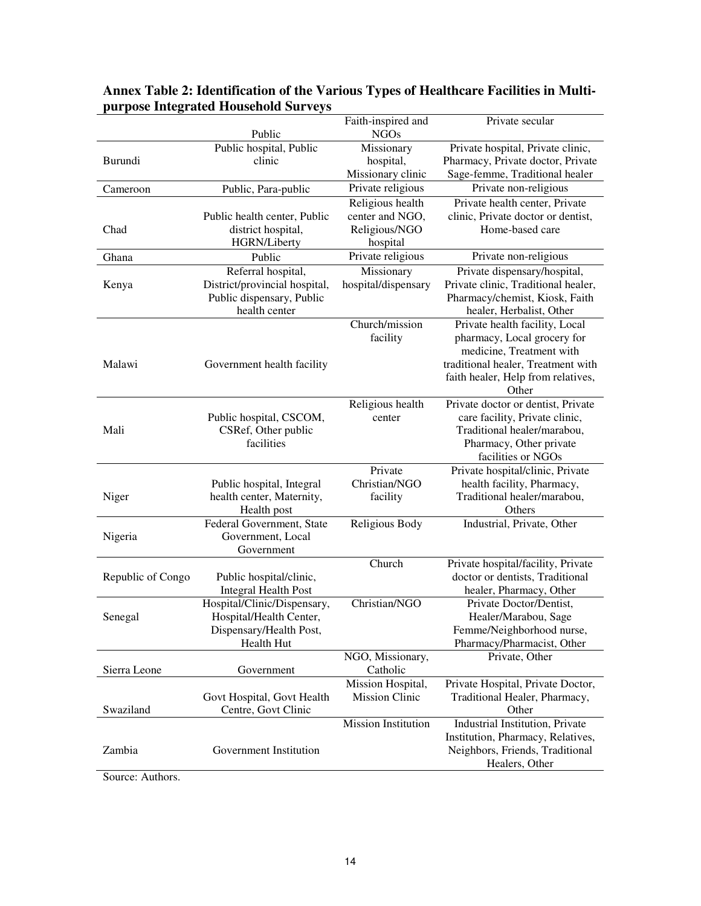**Annex Table 2: Identification of the Various Types of Healthcare Facilities in Multi-purpose Integrated Household Surveys**

| | Public | Faith-inspired and NGOs | Private secular |
|---|---|---|---|
| Burundi | Public hospital, Public clinic | Missionary hospital, Missionary clinic | Private hospital, Private clinic, Pharmacy, Private doctor, Private Sage-femme, Traditional healer |
| Cameroon | Public, Para-public | Private religious | Private non-religious |
| Chad | Public health center, Public district hospital, HGRN/Liberty | Religious health center and NGO, Religious/NGO hospital | Private health center, Private clinic, Private doctor or dentist, Home-based care |
| Ghana | Public | Private religious | Private non-religious |
| Kenya | Referral hospital, District/provincial hospital, Public dispensary, Public health center | Missionary hospital/dispensary | Private dispensary/hospital, Private clinic, Traditional healer, Pharmacy/chemist, Kiosk, Faith healer, Herbalist, Other |
| Malawi | Government health facility | Church/mission facility | Private health facility, Local pharmacy, Local grocery for medicine, Treatment with traditional healer, Treatment with faith healer, Help from relatives, Other |
| Mali | Public hospital, CSCOM, CSRef, Other public facilities | Religious health center | Private doctor or dentist, Private care facility, Private clinic, Traditional healer/marabou, Pharmacy, Other private facilities or NGOs |
| Niger | Public hospital, Integral health center, Maternity, Health post | Private Christian/NGO facility | Private hospital/clinic, Private health facility, Pharmacy, Traditional healer/marabou, Others |
| Nigeria | Federal Government, State Government, Local Government | Religious Body | Industrial, Private, Other |
| Republic of Congo | Public hospital/clinic, Integral Health Post | Church | Private hospital/facility, Private doctor or dentists, Traditional healer, Pharmacy, Other |
| Senegal | Hospital/Clinic/Dispensary, Hospital/Health Center, Dispensary/Health Post, Health Hut | Christian/NGO | Private Doctor/Dentist, Healer/Marabou, Sage Femme/Neighborhood nurse, Pharmacy/Pharmacist, Other |
| Sierra Leone | Government | NGO, Missionary, Catholic | Private, Other |
| Swaziland | Govt Hospital, Govt Health Centre, Govt Clinic | Mission Hospital, Mission Clinic | Private Hospital, Private Doctor, Traditional Healer, Pharmacy, Other |
| Zambia | Government Institution | Mission Institution | Industrial Institution, Private Institution, Pharmacy, Relatives, Neighbors, Friends, Traditional Healers, Other |

Source: Authors.